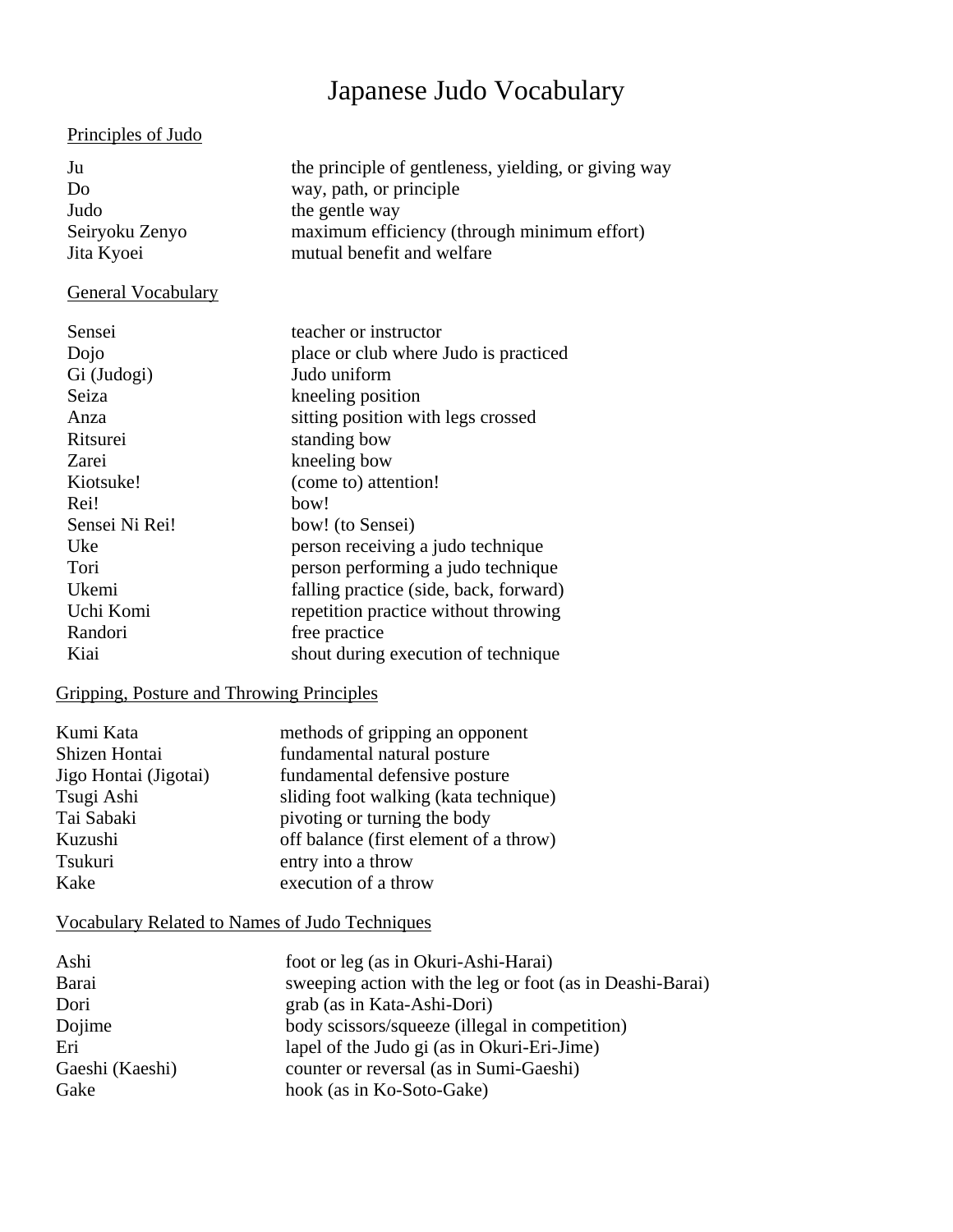# Japanese Judo Vocabulary

## Principles of Judo

| | |
|---|---|
| Ju | the principle of gentleness, yielding, or giving way |
| Do | way, path, or principle |
| Judo | the gentle way |
| Seiryoku Zenyo | maximum efficiency (through minimum effort) |
| Jita Kyoei | mutual benefit and welfare |

## General Vocabulary

| | |
|---|---|
| Sensei | teacher or instructor |
| Dojo | place or club where Judo is practiced |
| Gi (Judogi) | Judo uniform |
| Seiza | kneeling position |
| Anza | sitting position with legs crossed |
| Ritsurei | standing bow |
| Zarei | kneeling bow |
| Kiotsuke! | (come to) attention! |
| Rei! | bow! |
| Sensei Ni Rei! | bow! (to Sensei) |
| Uke | person receiving a judo technique |
| Tori | person performing a judo technique |
| Ukemi | falling practice (side, back, forward) |
| Uchi Komi | repetition practice without throwing |
| Randori | free practice |
| Kiai | shout during execution of technique |

## Gripping, Posture and Throwing Principles

| | |
|---|---|
| Kumi Kata | methods of gripping an opponent |
| Shizen Hontai | fundamental natural posture |
| Jigo Hontai (Jigotai) | fundamental defensive posture |
| Tsugi Ashi | sliding foot walking (kata technique) |
| Tai Sabaki | pivoting or turning the body |
| Kuzushi | off balance (first element of a throw) |
| Tsukuri | entry into a throw |
| Kake | execution of a throw |

## Vocabulary Related to Names of Judo Techniques

| | |
|---|---|
| Ashi | foot or leg (as in Okuri-Ashi-Harai) |
| Barai | sweeping action with the leg or foot (as in Deashi-Barai) |
| Dori | grab (as in Kata-Ashi-Dori) |
| Dojime | body scissors/squeeze (illegal in competition) |
| Eri | lapel of the Judo gi (as in Okuri-Eri-Jime) |
| Gaeshi (Kaeshi) | counter or reversal (as in Sumi-Gaeshi) |
| Gake | hook (as in Ko-Soto-Gake) |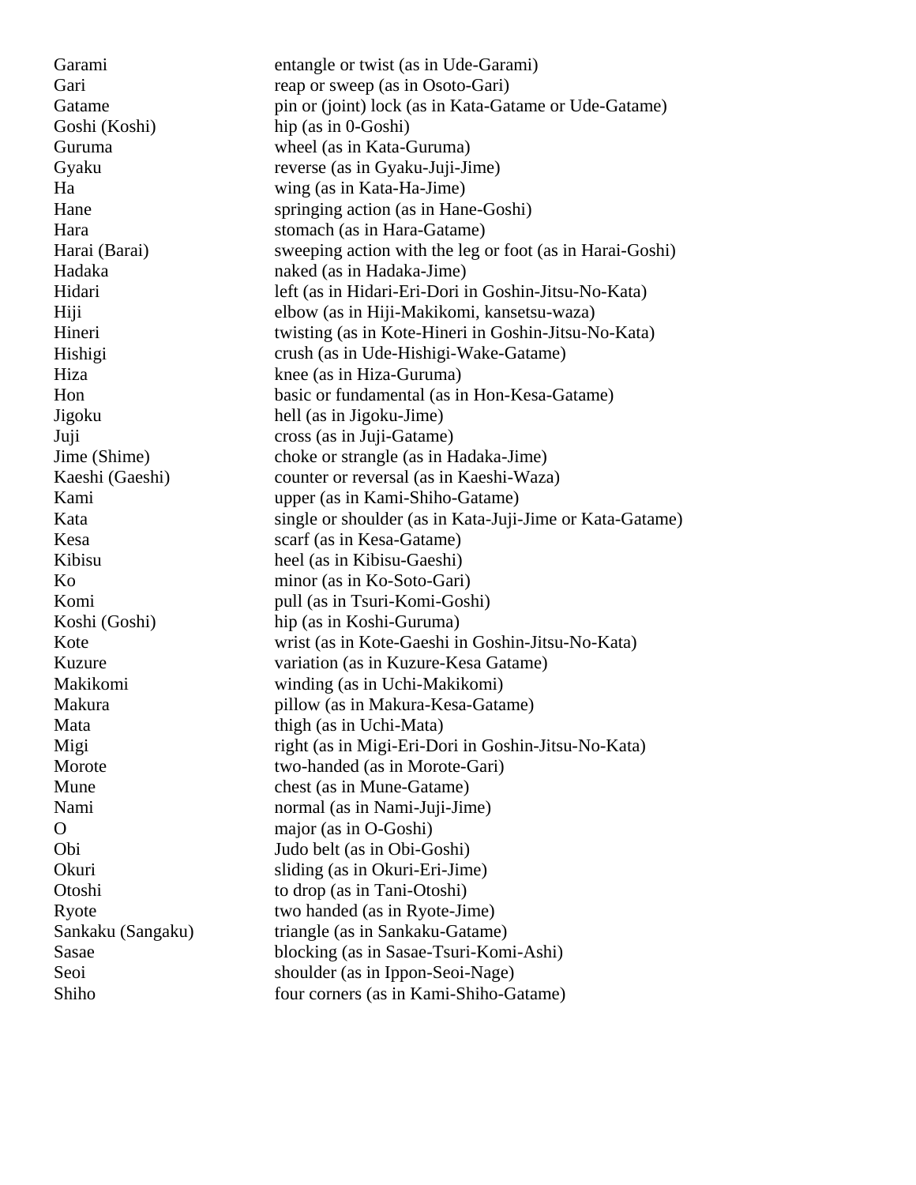| | |
|---|---|
| Garami | entangle or twist (as in Ude-Garami) |
| Gari | reap or sweep (as in Osoto-Gari) |
| Gatame | pin or (joint) lock (as in Kata-Gatame or Ude-Gatame) |
| Goshi (Koshi) | hip (as in 0-Goshi) |
| Guruma | wheel (as in Kata-Guruma) |
| Gyaku | reverse (as in Gyaku-Juji-Jime) |
| Ha | wing (as in Kata-Ha-Jime) |
| Hane | springing action (as in Hane-Goshi) |
| Hara | stomach (as in Hara-Gatame) |
| Harai (Barai) | sweeping action with the leg or foot (as in Harai-Goshi) |
| Hadaka | naked (as in Hadaka-Jime) |
| Hidari | left (as in Hidari-Eri-Dori in Goshin-Jitsu-No-Kata) |
| Hiji | elbow (as in Hiji-Makikomi, kansetsu-waza) |
| Hineri | twisting (as in Kote-Hineri in Goshin-Jitsu-No-Kata) |
| Hishigi | crush (as in Ude-Hishigi-Wake-Gatame) |
| Hiza | knee (as in Hiza-Guruma) |
| Hon | basic or fundamental (as in Hon-Kesa-Gatame) |
| Jigoku | hell (as in Jigoku-Jime) |
| Juji | cross (as in Juji-Gatame) |
| Jime (Shime) | choke or strangle (as in Hadaka-Jime) |
| Kaeshi (Gaeshi) | counter or reversal (as in Kaeshi-Waza) |
| Kami | upper (as in Kami-Shiho-Gatame) |
| Kata | single or shoulder (as in Kata-Juji-Jime or Kata-Gatame) |
| Kesa | scarf (as in Kesa-Gatame) |
| Kibisu | heel (as in Kibisu-Gaeshi) |
| Ko | minor (as in Ko-Soto-Gari) |
| Komi | pull (as in Tsuri-Komi-Goshi) |
| Koshi (Goshi) | hip (as in Koshi-Guruma) |
| Kote | wrist (as in Kote-Gaeshi in Goshin-Jitsu-No-Kata) |
| Kuzure | variation (as in Kuzure-Kesa Gatame) |
| Makikomi | winding (as in Uchi-Makikomi) |
| Makura | pillow (as in Makura-Kesa-Gatame) |
| Mata | thigh (as in Uchi-Mata) |
| Migi | right (as in Migi-Eri-Dori in Goshin-Jitsu-No-Kata) |
| Morote | two-handed (as in Morote-Gari) |
| Mune | chest (as in Mune-Gatame) |
| Nami | normal (as in Nami-Juji-Jime) |
| O | major (as in O-Goshi) |
| Obi | Judo belt (as in Obi-Goshi) |
| Okuri | sliding (as in Okuri-Eri-Jime) |
| Otoshi | to drop (as in Tani-Otoshi) |
| Ryote | two handed (as in Ryote-Jime) |
| Sankaku (Sangaku) | triangle (as in Sankaku-Gatame) |
| Sasae | blocking (as in Sasae-Tsuri-Komi-Ashi) |
| Seoi | shoulder (as in Ippon-Seoi-Nage) |
| Shiho | four corners (as in Kami-Shiho-Gatame) |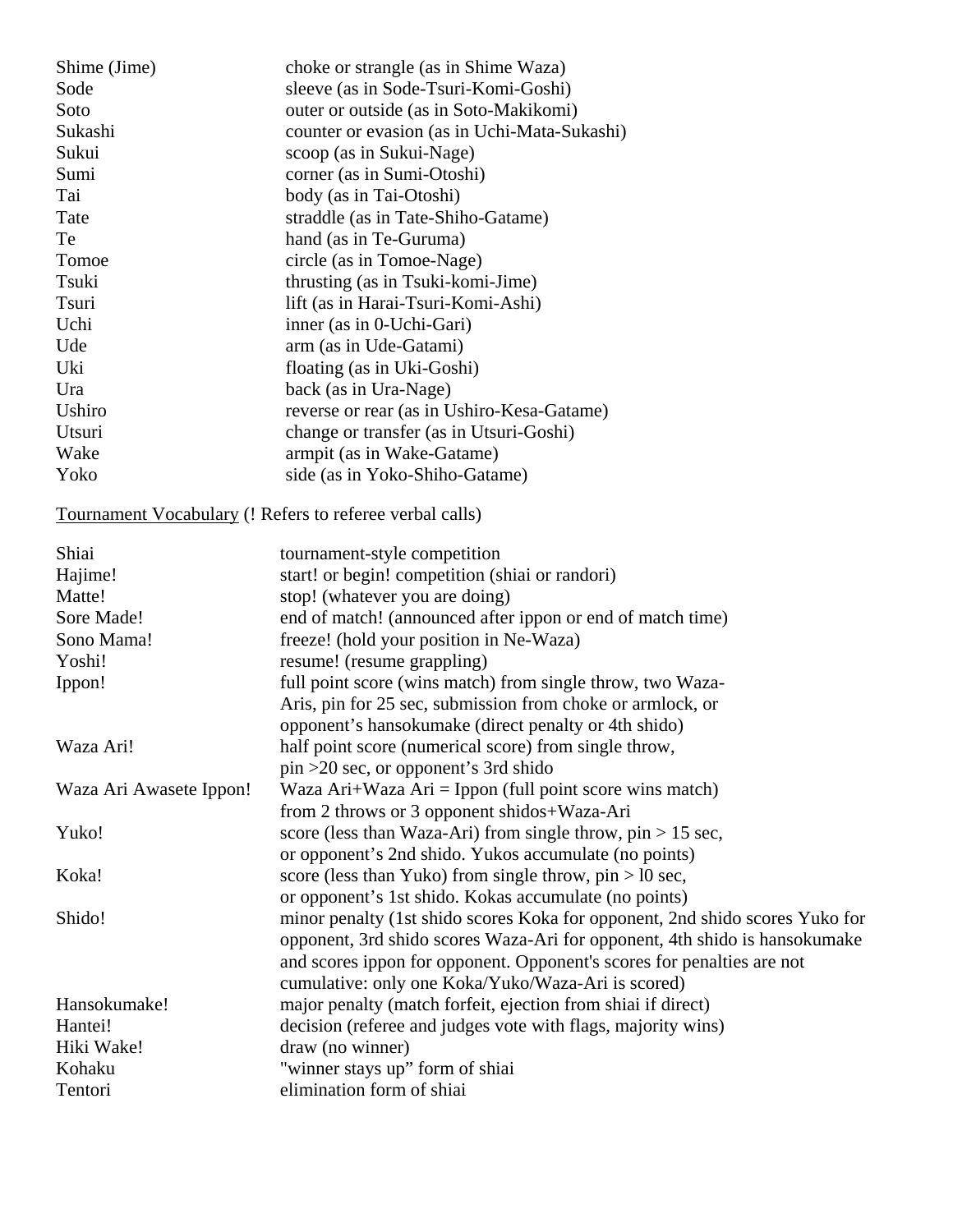| | |
|---|---|
| Shime (Jime) | choke or strangle (as in Shime Waza) |
| Sode | sleeve (as in Sode-Tsuri-Komi-Goshi) |
| Soto | outer or outside (as in Soto-Makikomi) |
| Sukashi | counter or evasion (as in Uchi-Mata-Sukashi) |
| Sukui | scoop (as in Sukui-Nage) |
| Sumi | corner (as in Sumi-Otoshi) |
| Tai | body (as in Tai-Otoshi) |
| Tate | straddle (as in Tate-Shiho-Gatame) |
| Te | hand (as in Te-Guruma) |
| Tomoe | circle (as in Tomoe-Nage) |
| Tsuki | thrusting (as in Tsuki-komi-Jime) |
| Tsuri | lift (as in Harai-Tsuri-Komi-Ashi) |
| Uchi | inner (as in 0-Uchi-Gari) |
| Ude | arm (as in Ude-Gatami) |
| Uki | floating (as in Uki-Goshi) |
| Ura | back (as in Ura-Nage) |
| Ushiro | reverse or rear (as in Ushiro-Kesa-Gatame) |
| Utsuri | change or transfer (as in Utsuri-Goshi) |
| Wake | armpit (as in Wake-Gatame) |
| Yoko | side (as in Yoko-Shiho-Gatame) |

<u>Tournament Vocabulary</u> (! Refers to referee verbal calls)

| | |
|---|---|
| Shiai | tournament-style competition |
| Hajime! | start! or begin! competition (shiai or randori) |
| Matte! | stop! (whatever you are doing) |
| Sore Made! | end of match! (announced after ippon or end of match time) |
| Sono Mama! | freeze! (hold your position in Ne-Waza) |
| Yoshi! | resume! (resume grappling) |
| Ippon! | full point score (wins match) from single throw, two Waza-Aris, pin for 25 sec, submission from choke or armlock, or opponent's hansokumake (direct penalty or 4th shido) |
| Waza Ari! | half point score (numerical score) from single throw, pin >20 sec, or opponent's 3rd shido |
| Waza Ari Awasete Ippon! | Waza Ari+Waza Ari = Ippon (full point score wins match) from 2 throws or 3 opponent shidos+Waza-Ari |
| Yuko! | score (less than Waza-Ari) from single throw, pin > 15 sec, or opponent's 2nd shido. Yukos accumulate (no points) |
| Koka! | score (less than Yuko) from single throw, pin > l0 sec, or opponent's 1st shido. Kokas accumulate (no points) |
| Shido! | minor penalty (1st shido scores Koka for opponent, 2nd shido scores Yuko for opponent, 3rd shido scores Waza-Ari for opponent, 4th shido is hansokumake and scores ippon for opponent. Opponent's scores for penalties are not cumulative: only one Koka/Yuko/Waza-Ari is scored) |
| Hansokumake! | major penalty (match forfeit, ejection from shiai if direct) |
| Hantei! | decision (referee and judges vote with flags, majority wins) |
| Hiki Wake! | draw (no winner) |
| Kohaku | "winner stays up" form of shiai |
| Tentori | elimination form of shiai |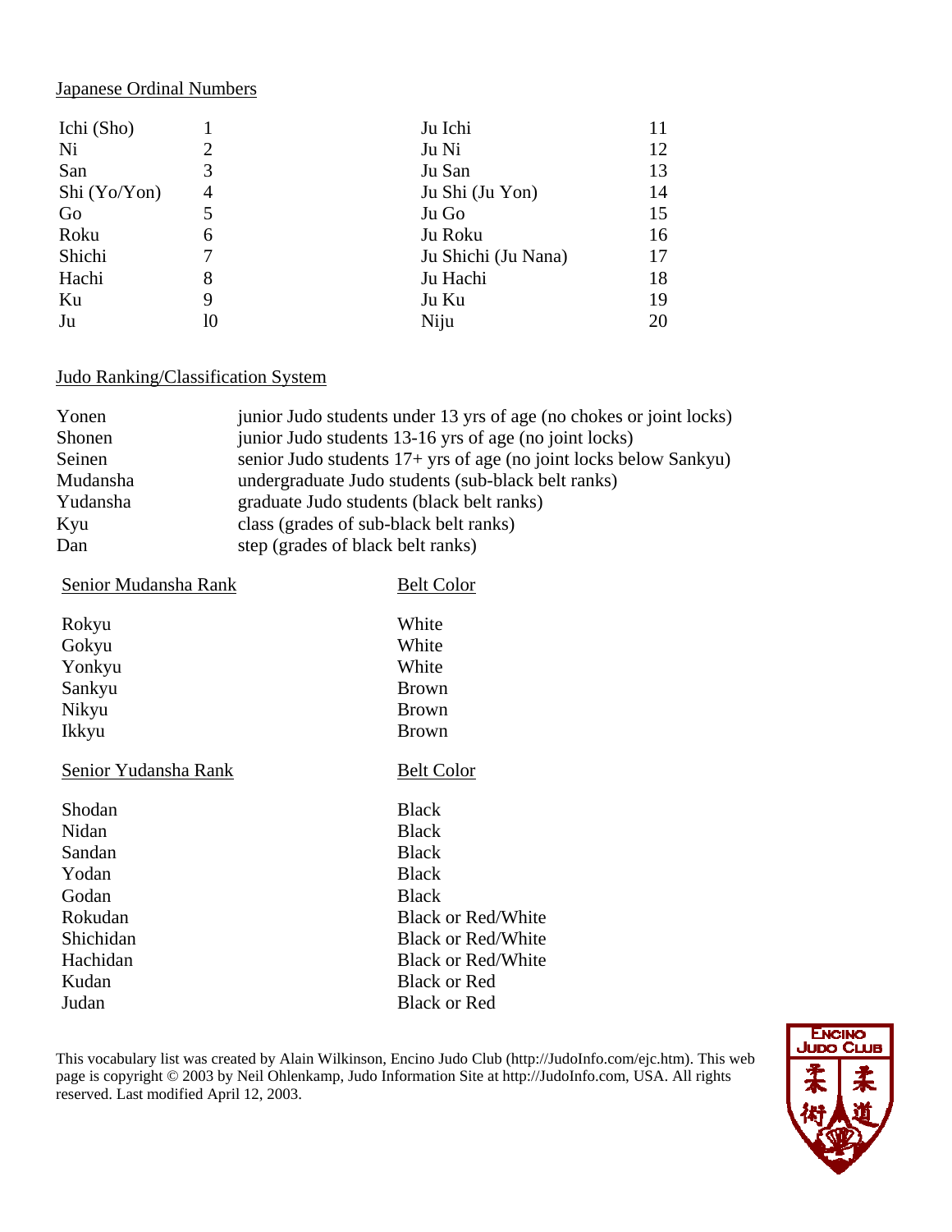## Japanese Ordinal Numbers

| | | | |
|---|---|---|---|
| Ichi (Sho) | 1 | Ju Ichi | 11 |
| Ni | 2 | Ju Ni | 12 |
| San | 3 | Ju San | 13 |
| Shi (Yo/Yon) | 4 | Ju Shi (Ju Yon) | 14 |
| Go | 5 | Ju Go | 15 |
| Roku | 6 | Ju Roku | 16 |
| Shichi | 7 | Ju Shichi (Ju Nana) | 17 |
| Hachi | 8 | Ju Hachi | 18 |
| Ku | 9 | Ju Ku | 19 |
| Ju | l0 | Niju | 20 |

## Judo Ranking/Classification System

| | |
|---|---|
| Yonen | junior Judo students under 13 yrs of age (no chokes or joint locks) |
| Shonen | junior Judo students 13-16 yrs of age (no joint locks) |
| Seinen | senior Judo students 17+ yrs of age (no joint locks below Sankyu) |
| Mudansha | undergraduate Judo students (sub-black belt ranks) |
| Yudansha | graduate Judo students (black belt ranks) |
| Kyu | class (grades of sub-black belt ranks) |
| Dan | step (grades of black belt ranks) |

| Senior Mudansha Rank | Belt Color |
|---|---|
| Rokyu | White |
| Gokyu | White |
| Yonkyu | White |
| Sankyu | Brown |
| Nikyu | Brown |
| Ikkyu | Brown |

| Senior Yudansha Rank | Belt Color |
|---|---|
| Shodan | Black |
| Nidan | Black |
| Sandan | Black |
| Yodan | Black |
| Godan | Black |
| Rokudan | Black or Red/White |
| Shichidan | Black or Red/White |
| Hachidan | Black or Red/White |
| Kudan | Black or Red |
| Judan | Black or Red |

This vocabulary list was created by Alain Wilkinson, Encino Judo Club (http://JudoInfo.com/ejc.htm). This web page is copyright © 2003 by Neil Ohlenkamp, Judo Information Site at http://JudoInfo.com, USA. All rights reserved. Last modified April 12, 2003.